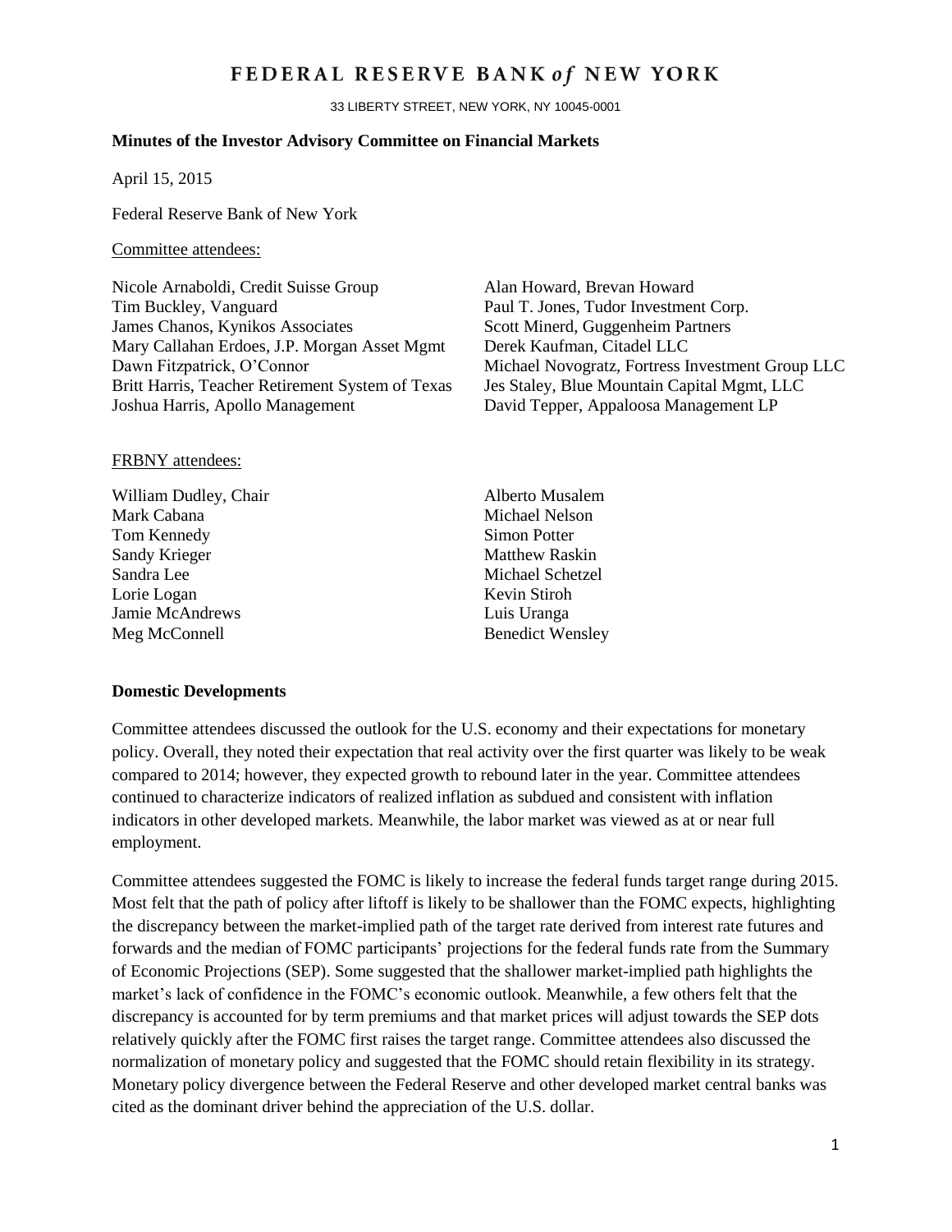# FEDERAL RESERVE BANK *of* NEW YORK

33 LIBERTY STREET, NEW YORK, NY 10045-0001

**Minutes of the Investor Advisory Committee on Financial Markets**

April 15, 2015

Federal Reserve Bank of New York

Committee attendees:

Nicole Arnaboldi, Credit Suisse Group
Tim Buckley, Vanguard
James Chanos, Kynikos Associates
Mary Callahan Erdoes, J.P. Morgan Asset Mgmt
Dawn Fitzpatrick, O'Connor
Britt Harris, Teacher Retirement System of Texas
Joshua Harris, Apollo Management
Alan Howard, Brevan Howard
Paul T. Jones, Tudor Investment Corp.
Scott Minerd, Guggenheim Partners
Derek Kaufman, Citadel LLC
Michael Novogratz, Fortress Investment Group LLC
Jes Staley, Blue Mountain Capital Mgmt, LLC
David Tepper, Appaloosa Management LP

FRBNY attendees:

William Dudley, Chair
Mark Cabana
Tom Kennedy
Sandy Krieger
Sandra Lee
Lorie Logan
Jamie McAndrews
Meg McConnell
Alberto Musalem
Michael Nelson
Simon Potter
Matthew Raskin
Michael Schetzel
Kevin Stiroh
Luis Uranga
Benedict Wensley

## Domestic Developments

Committee attendees discussed the outlook for the U.S. economy and their expectations for monetary policy. Overall, they noted their expectation that real activity over the first quarter was likely to be weak compared to 2014; however, they expected growth to rebound later in the year. Committee attendees continued to characterize indicators of realized inflation as subdued and consistent with inflation indicators in other developed markets. Meanwhile, the labor market was viewed as at or near full employment.

Committee attendees suggested the FOMC is likely to increase the federal funds target range during 2015. Most felt that the path of policy after liftoff is likely to be shallower than the FOMC expects, highlighting the discrepancy between the market-implied path of the target rate derived from interest rate futures and forwards and the median of FOMC participants' projections for the federal funds rate from the Summary of Economic Projections (SEP). Some suggested that the shallower market-implied path highlights the market's lack of confidence in the FOMC's economic outlook. Meanwhile, a few others felt that the discrepancy is accounted for by term premiums and that market prices will adjust towards the SEP dots relatively quickly after the FOMC first raises the target range. Committee attendees also discussed the normalization of monetary policy and suggested that the FOMC should retain flexibility in its strategy. Monetary policy divergence between the Federal Reserve and other developed market central banks was cited as the dominant driver behind the appreciation of the U.S. dollar.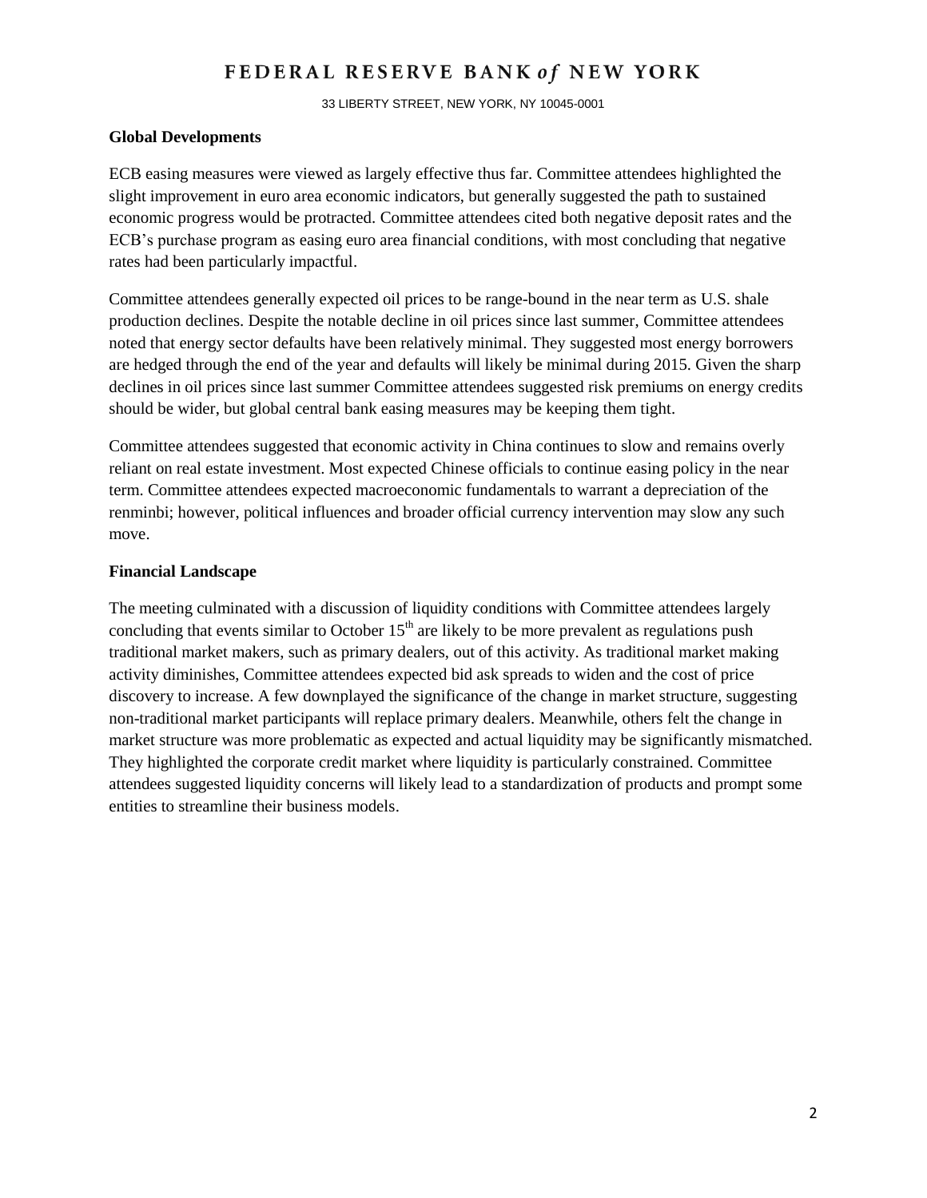### Global Developments

ECB easing measures were viewed as largely effective thus far. Committee attendees highlighted the slight improvement in euro area economic indicators, but generally suggested the path to sustained economic progress would be protracted. Committee attendees cited both negative deposit rates and the ECB's purchase program as easing euro area financial conditions, with most concluding that negative rates had been particularly impactful.

Committee attendees generally expected oil prices to be range-bound in the near term as U.S. shale production declines. Despite the notable decline in oil prices since last summer, Committee attendees noted that energy sector defaults have been relatively minimal. They suggested most energy borrowers are hedged through the end of the year and defaults will likely be minimal during 2015. Given the sharp declines in oil prices since last summer Committee attendees suggested risk premiums on energy credits should be wider, but global central bank easing measures may be keeping them tight.

Committee attendees suggested that economic activity in China continues to slow and remains overly reliant on real estate investment. Most expected Chinese officials to continue easing policy in the near term. Committee attendees expected macroeconomic fundamentals to warrant a depreciation of the renminbi; however, political influences and broader official currency intervention may slow any such move.

### Financial Landscape

The meeting culminated with a discussion of liquidity conditions with Committee attendees largely concluding that events similar to October 15th are likely to be more prevalent as regulations push traditional market makers, such as primary dealers, out of this activity. As traditional market making activity diminishes, Committee attendees expected bid ask spreads to widen and the cost of price discovery to increase. A few downplayed the significance of the change in market structure, suggesting non-traditional market participants will replace primary dealers. Meanwhile, others felt the change in market structure was more problematic as expected and actual liquidity may be significantly mismatched. They highlighted the corporate credit market where liquidity is particularly constrained. Committee attendees suggested liquidity concerns will likely lead to a standardization of products and prompt some entities to streamline their business models.